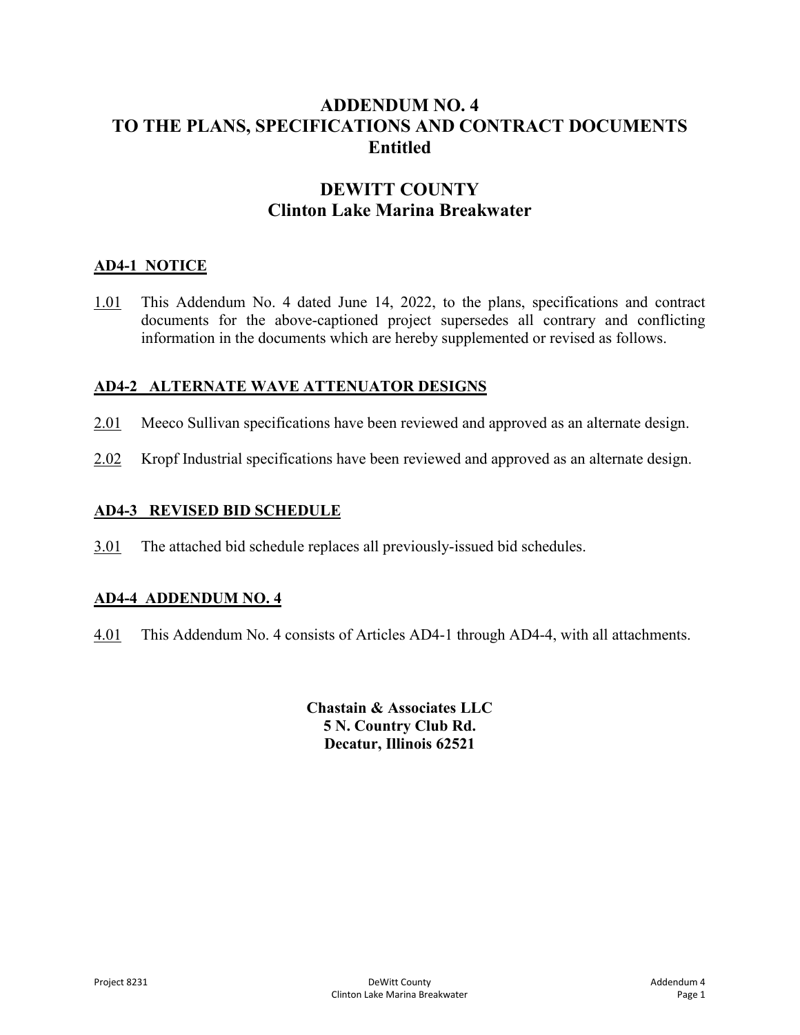# ADDENDUM NO. 4
# TO THE PLANS, SPECIFICATIONS AND CONTRACT DOCUMENTS
# Entitled

## DEWITT COUNTY
## Clinton Lake Marina Breakwater

### AD4-1 NOTICE

1.01 This Addendum No. 4 dated June 14, 2022, to the plans, specifications and contract documents for the above-captioned project supersedes all contrary and conflicting information in the documents which are hereby supplemented or revised as follows.

### AD4-2 ALTERNATE WAVE ATTENUATOR DESIGNS

2.01 Meeco Sullivan specifications have been reviewed and approved as an alternate design.

2.02 Kropf Industrial specifications have been reviewed and approved as an alternate design.

### AD4-3 REVISED BID SCHEDULE

3.01 The attached bid schedule replaces all previously-issued bid schedules.

### AD4-4 ADDENDUM NO. 4

4.01 This Addendum No. 4 consists of Articles AD4-1 through AD4-4, with all attachments.

**Chastain & Associates LLC**
**5 N. Country Club Rd.**
**Decatur, Illinois 62521**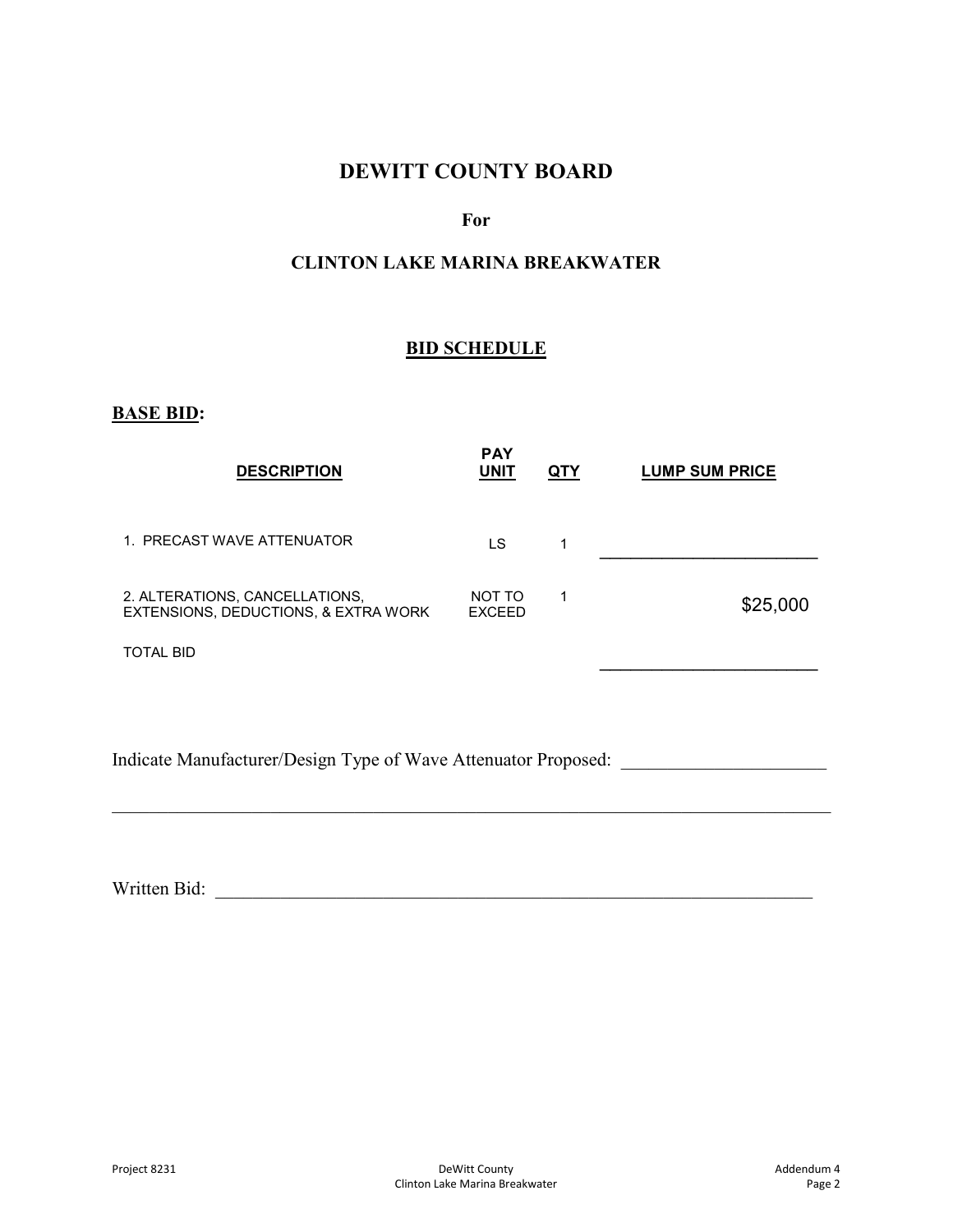# DEWITT COUNTY BOARD

**For**

## CLINTON LAKE MARINA BREAKWATER

## BID SCHEDULE

**BASE BID:**

| DESCRIPTION | PAY UNIT | QTY | LUMP SUM PRICE |
|---|---|---|---|
| 1. PRECAST WAVE ATTENUATOR | LS | 1 | ________________________ |
| 2. ALTERATIONS, CANCELLATIONS, EXTENSIONS, DEDUCTIONS, & EXTRA WORK | NOT TO EXCEED | 1 | $25,000 |
| TOTAL BID | | | ________________________ |

Indicate Manufacturer/Design Type of Wave Attenuator Proposed: ______________________

________________________________________________________________________________

Written Bid: ____________________________________________________________________